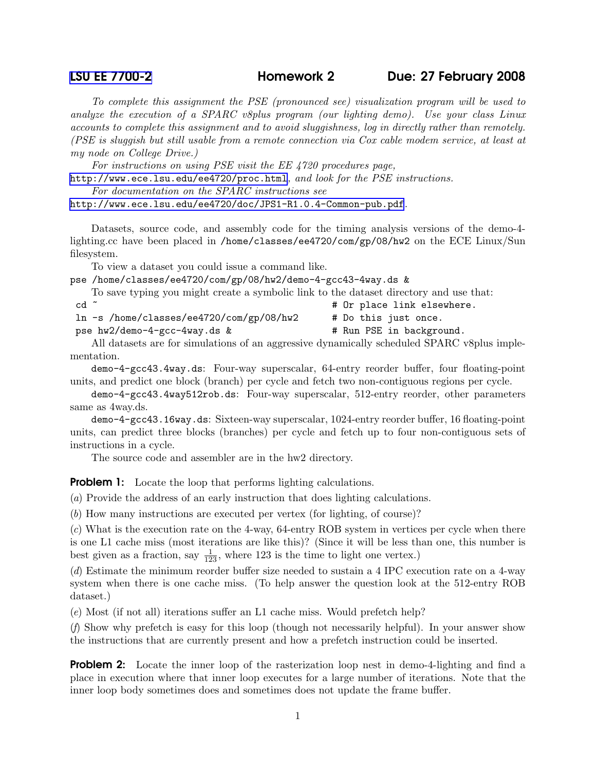LSU EE 7700-2 **Homework 2** **Due: 27 February 2008**

*To complete this assignment the PSE (pronounced see) visualization program will be used to analyze the execution of a SPARC v8plus program (our lighting demo). Use your class Linux accounts to complete this assignment and to avoid sluggishness, log in directly rather than remotely. (PSE is sluggish but still usable from a remote connection via Cox cable modem service, at least at my node on College Drive.)*

*For instructions on using PSE visit the EE 4720 procedures page,* http://www.ece.lsu.edu/ee4720/proc.html*, and look for the PSE instructions.*

*For documentation on the SPARC instructions see* http://www.ece.lsu.edu/ee4720/doc/JPS1-R1.0.4-Common-pub.pdf.

Datasets, source code, and assembly code for the timing analysis versions of the demo-4-lighting.cc have been placed in `/home/classes/ee4720/com/gp/08/hw2` on the ECE Linux/Sun filesystem.

To view a dataset you could issue a command like.

```
pse /home/classes/ee4720/com/gp/08/hw2/demo-4-gcc43-4way.ds &
```

To save typing you might create a symbolic link to the dataset directory and use that:

```
cd ~                                          # Or place link elsewhere.
ln -s /home/classes/ee4720/com/gp/08/hw2      # Do this just once.
pse hw2/demo-4-gcc-4way.ds &                  # Run PSE in background.
```

All datasets are for simulations of an aggressive dynamically scheduled SPARC v8plus implementation.

`demo-4-gcc43.4way.ds`: Four-way superscalar, 64-entry reorder buffer, four floating-point units, and predict one block (branch) per cycle and fetch two non-contiguous regions per cycle.

`demo-4-gcc43.4way512rob.ds`: Four-way superscalar, 512-entry reorder, other parameters same as 4way.ds.

`demo-4-gcc43.16way.ds`: Sixteen-way superscalar, 1024-entry reorder buffer, 16 floating-point units, can predict three blocks (branches) per cycle and fetch up to four non-contiguous sets of instructions in a cycle.

The source code and assembler are in the hw2 directory.

**Problem 1:** Locate the loop that performs lighting calculations.

(*a*) Provide the address of an early instruction that does lighting calculations.

(*b*) How many instructions are executed per vertex (for lighting, of course)?

(*c*) What is the execution rate on the 4-way, 64-entry ROB system in vertices per cycle when there is one L1 cache miss (most iterations are like this)? (Since it will be less than one, this number is best given as a fraction, say $\frac{1}{123}$, where 123 is the time to light one vertex.)

(*d*) Estimate the minimum reorder buffer size needed to sustain a 4 IPC execution rate on a 4-way system when there is one cache miss. (To help answer the question look at the 512-entry ROB dataset.)

(*e*) Most (if not all) iterations suffer an L1 cache miss. Would prefetch help?

(*f*) Show why prefetch is easy for this loop (though not necessarily helpful). In your answer show the instructions that are currently present and how a prefetch instruction could be inserted.

**Problem 2:** Locate the inner loop of the rasterization loop nest in demo-4-lighting and find a place in execution where that inner loop executes for a large number of iterations. Note that the inner loop body sometimes does and sometimes does not update the frame buffer.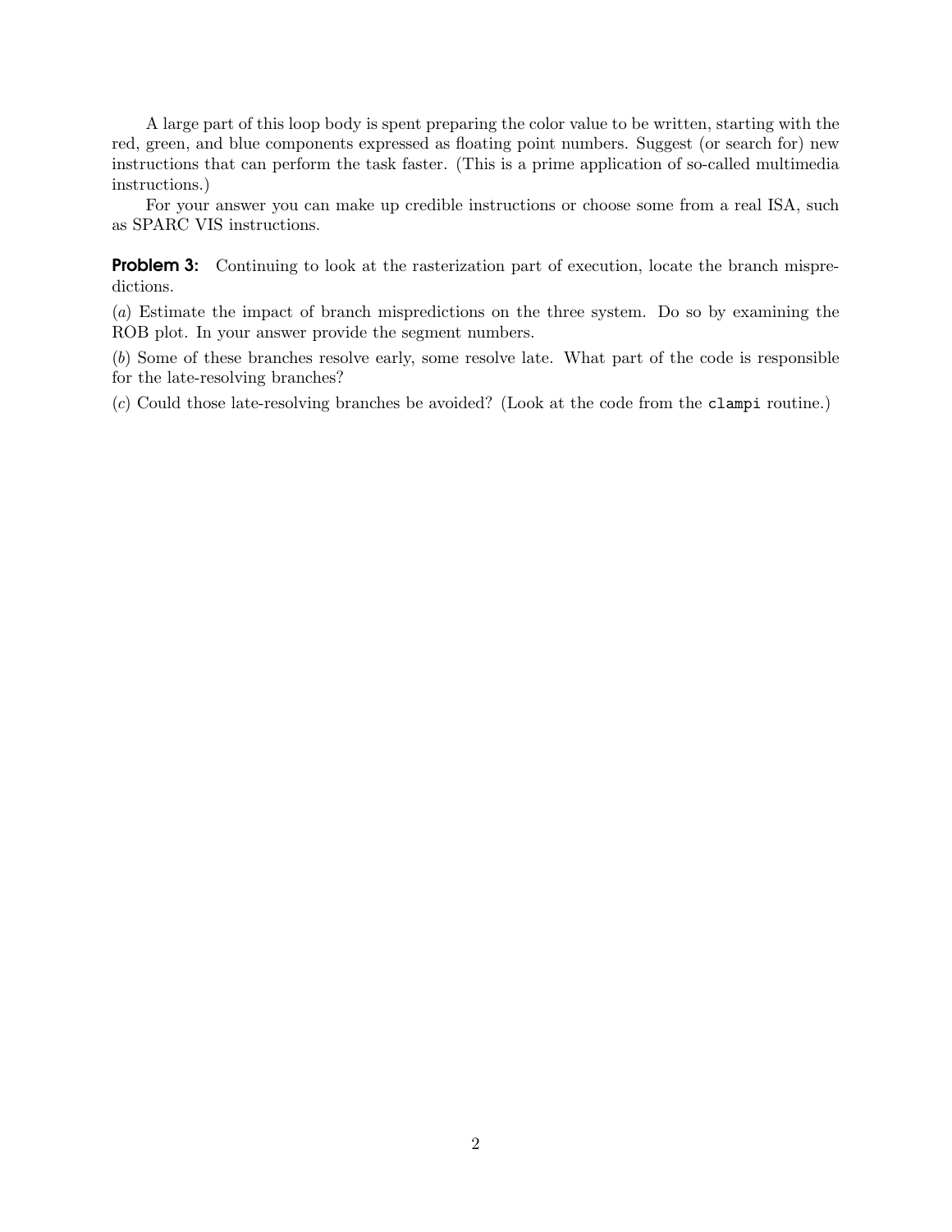A large part of this loop body is spent preparing the color value to be written, starting with the red, green, and blue components expressed as floating point numbers. Suggest (or search for) new instructions that can perform the task faster. (This is a prime application of so-called multimedia instructions.)

For your answer you can make up credible instructions or choose some from a real ISA, such as SPARC VIS instructions.

**Problem 3:** Continuing to look at the rasterization part of execution, locate the branch mispredictions.

(*a*) Estimate the impact of branch mispredictions on the three system. Do so by examining the ROB plot. In your answer provide the segment numbers.

(*b*) Some of these branches resolve early, some resolve late. What part of the code is responsible for the late-resolving branches?

(*c*) Could those late-resolving branches be avoided? (Look at the code from the `clampi` routine.)